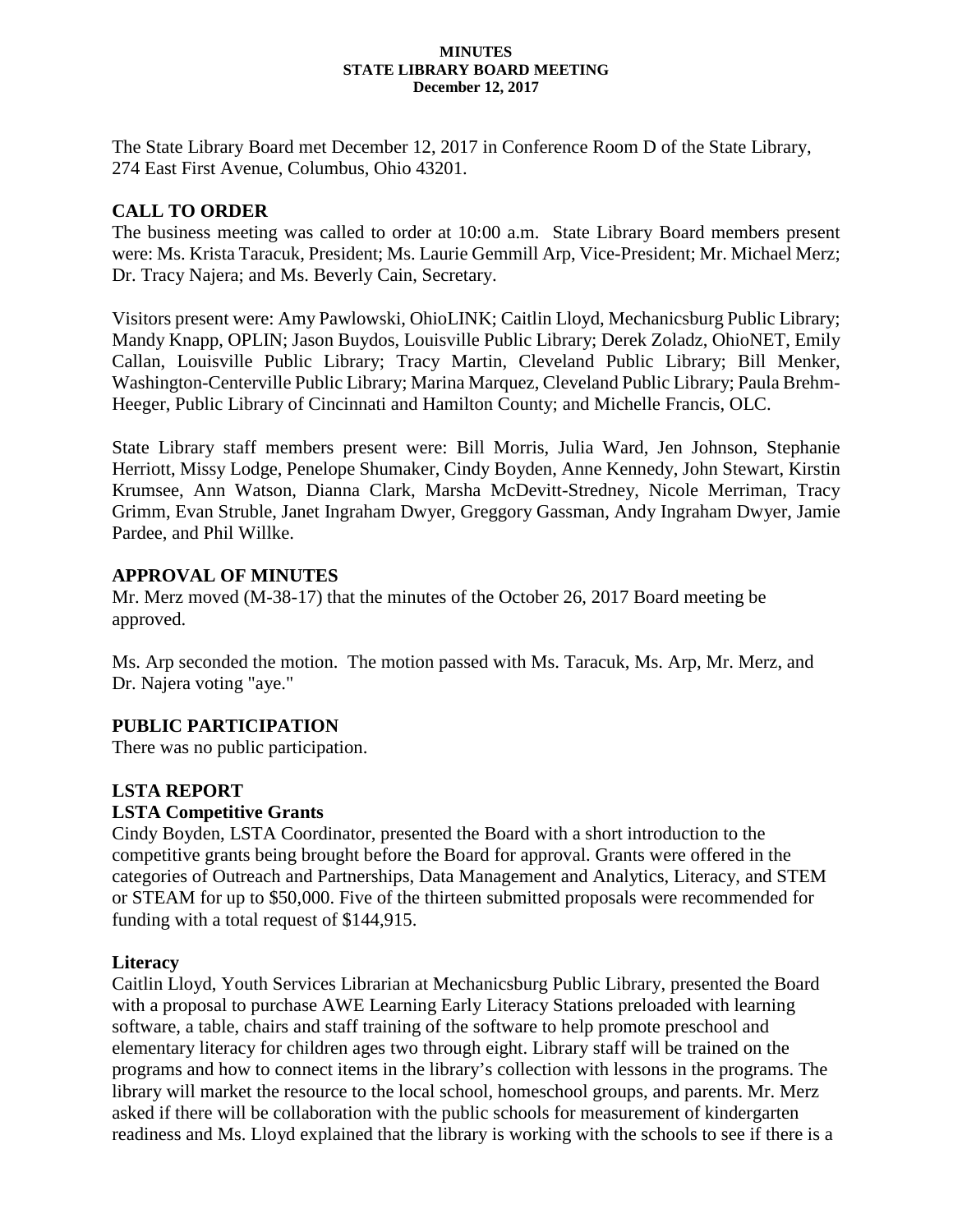**MINUTES**
**STATE LIBRARY BOARD MEETING**
**December 12, 2017**

The State Library Board met December 12, 2017 in Conference Room D of the State Library, 274 East First Avenue, Columbus, Ohio 43201.

## CALL TO ORDER

The business meeting was called to order at 10:00 a.m. State Library Board members present were: Ms. Krista Taracuk, President; Ms. Laurie Gemmill Arp, Vice-President; Mr. Michael Merz; Dr. Tracy Najera; and Ms. Beverly Cain, Secretary.

Visitors present were: Amy Pawlowski, OhioLINK; Caitlin Lloyd, Mechanicsburg Public Library; Mandy Knapp, OPLIN; Jason Buydos, Louisville Public Library; Derek Zoladz, OhioNET, Emily Callan, Louisville Public Library; Tracy Martin, Cleveland Public Library; Bill Menker, Washington-Centerville Public Library; Marina Marquez, Cleveland Public Library; Paula Brehm-Heeger, Public Library of Cincinnati and Hamilton County; and Michelle Francis, OLC.

State Library staff members present were: Bill Morris, Julia Ward, Jen Johnson, Stephanie Herriott, Missy Lodge, Penelope Shumaker, Cindy Boyden, Anne Kennedy, John Stewart, Kirstin Krumsee, Ann Watson, Dianna Clark, Marsha McDevitt-Stredney, Nicole Merriman, Tracy Grimm, Evan Struble, Janet Ingraham Dwyer, Greggory Gassman, Andy Ingraham Dwyer, Jamie Pardee, and Phil Willke.

## APPROVAL OF MINUTES

Mr. Merz moved (M-38-17) that the minutes of the October 26, 2017 Board meeting be approved.

Ms. Arp seconded the motion. The motion passed with Ms. Taracuk, Ms. Arp, Mr. Merz, and Dr. Najera voting "aye."

## PUBLIC PARTICIPATION

There was no public participation.

## LSTA REPORT

### LSTA Competitive Grants

Cindy Boyden, LSTA Coordinator, presented the Board with a short introduction to the competitive grants being brought before the Board for approval. Grants were offered in the categories of Outreach and Partnerships, Data Management and Analytics, Literacy, and STEM or STEAM for up to $50,000. Five of the thirteen submitted proposals were recommended for funding with a total request of $144,915.

### Literacy

Caitlin Lloyd, Youth Services Librarian at Mechanicsburg Public Library, presented the Board with a proposal to purchase AWE Learning Early Literacy Stations preloaded with learning software, a table, chairs and staff training of the software to help promote preschool and elementary literacy for children ages two through eight. Library staff will be trained on the programs and how to connect items in the library's collection with lessons in the programs. The library will market the resource to the local school, homeschool groups, and parents. Mr. Merz asked if there will be collaboration with the public schools for measurement of kindergarten readiness and Ms. Lloyd explained that the library is working with the schools to see if there is a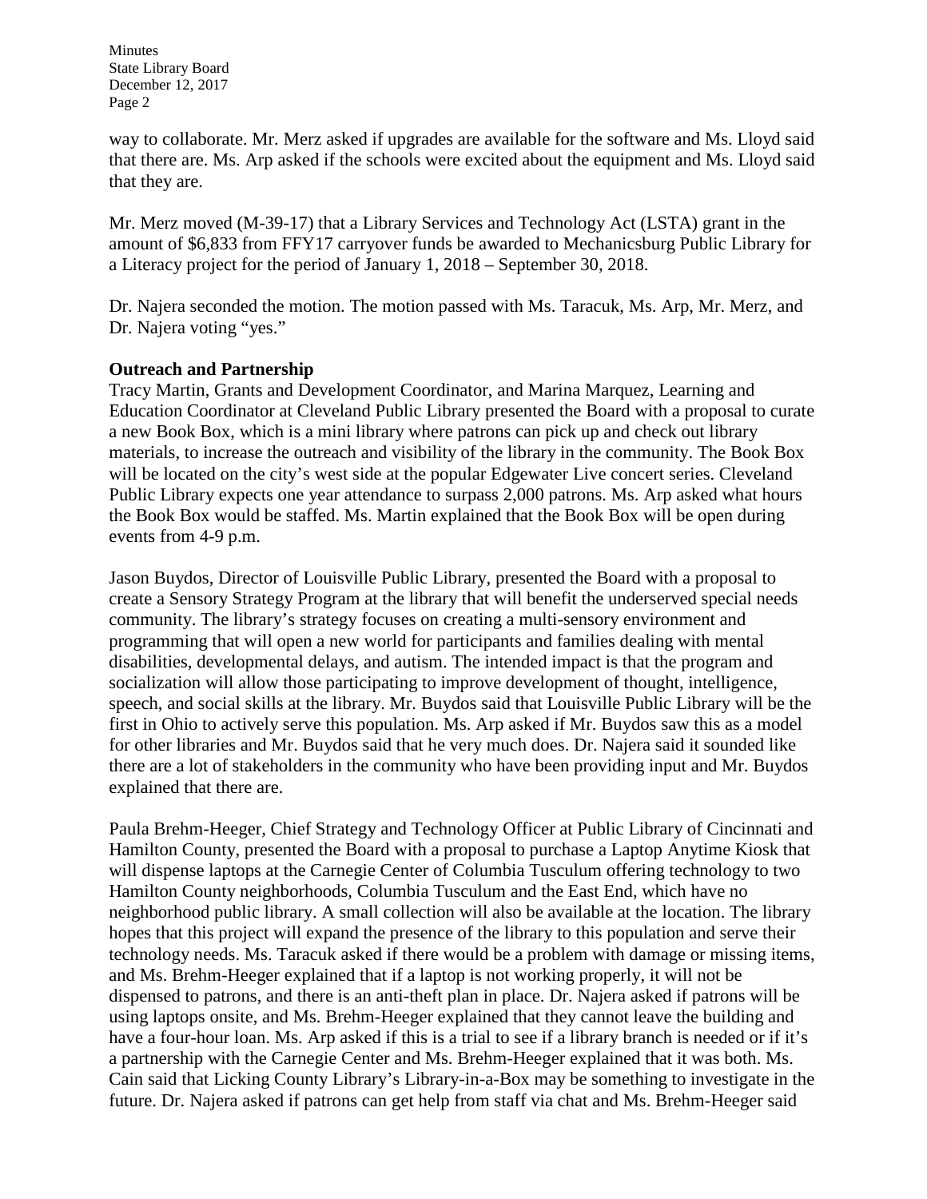way to collaborate. Mr. Merz asked if upgrades are available for the software and Ms. Lloyd said that there are. Ms. Arp asked if the schools were excited about the equipment and Ms. Lloyd said that they are.

Mr. Merz moved (M-39-17) that a Library Services and Technology Act (LSTA) grant in the amount of $6,833 from FFY17 carryover funds be awarded to Mechanicsburg Public Library for a Literacy project for the period of January 1, 2018 – September 30, 2018.

Dr. Najera seconded the motion. The motion passed with Ms. Taracuk, Ms. Arp, Mr. Merz, and Dr. Najera voting "yes."

**Outreach and Partnership**

Tracy Martin, Grants and Development Coordinator, and Marina Marquez, Learning and Education Coordinator at Cleveland Public Library presented the Board with a proposal to curate a new Book Box, which is a mini library where patrons can pick up and check out library materials, to increase the outreach and visibility of the library in the community. The Book Box will be located on the city's west side at the popular Edgewater Live concert series. Cleveland Public Library expects one year attendance to surpass 2,000 patrons. Ms. Arp asked what hours the Book Box would be staffed. Ms. Martin explained that the Book Box will be open during events from 4-9 p.m.

Jason Buydos, Director of Louisville Public Library, presented the Board with a proposal to create a Sensory Strategy Program at the library that will benefit the underserved special needs community. The library's strategy focuses on creating a multi-sensory environment and programming that will open a new world for participants and families dealing with mental disabilities, developmental delays, and autism. The intended impact is that the program and socialization will allow those participating to improve development of thought, intelligence, speech, and social skills at the library. Mr. Buydos said that Louisville Public Library will be the first in Ohio to actively serve this population. Ms. Arp asked if Mr. Buydos saw this as a model for other libraries and Mr. Buydos said that he very much does. Dr. Najera said it sounded like there are a lot of stakeholders in the community who have been providing input and Mr. Buydos explained that there are.

Paula Brehm-Heeger, Chief Strategy and Technology Officer at Public Library of Cincinnati and Hamilton County, presented the Board with a proposal to purchase a Laptop Anytime Kiosk that will dispense laptops at the Carnegie Center of Columbia Tusculum offering technology to two Hamilton County neighborhoods, Columbia Tusculum and the East End, which have no neighborhood public library. A small collection will also be available at the location. The library hopes that this project will expand the presence of the library to this population and serve their technology needs. Ms. Taracuk asked if there would be a problem with damage or missing items, and Ms. Brehm-Heeger explained that if a laptop is not working properly, it will not be dispensed to patrons, and there is an anti-theft plan in place. Dr. Najera asked if patrons will be using laptops onsite, and Ms. Brehm-Heeger explained that they cannot leave the building and have a four-hour loan. Ms. Arp asked if this is a trial to see if a library branch is needed or if it's a partnership with the Carnegie Center and Ms. Brehm-Heeger explained that it was both. Ms. Cain said that Licking County Library's Library-in-a-Box may be something to investigate in the future. Dr. Najera asked if patrons can get help from staff via chat and Ms. Brehm-Heeger said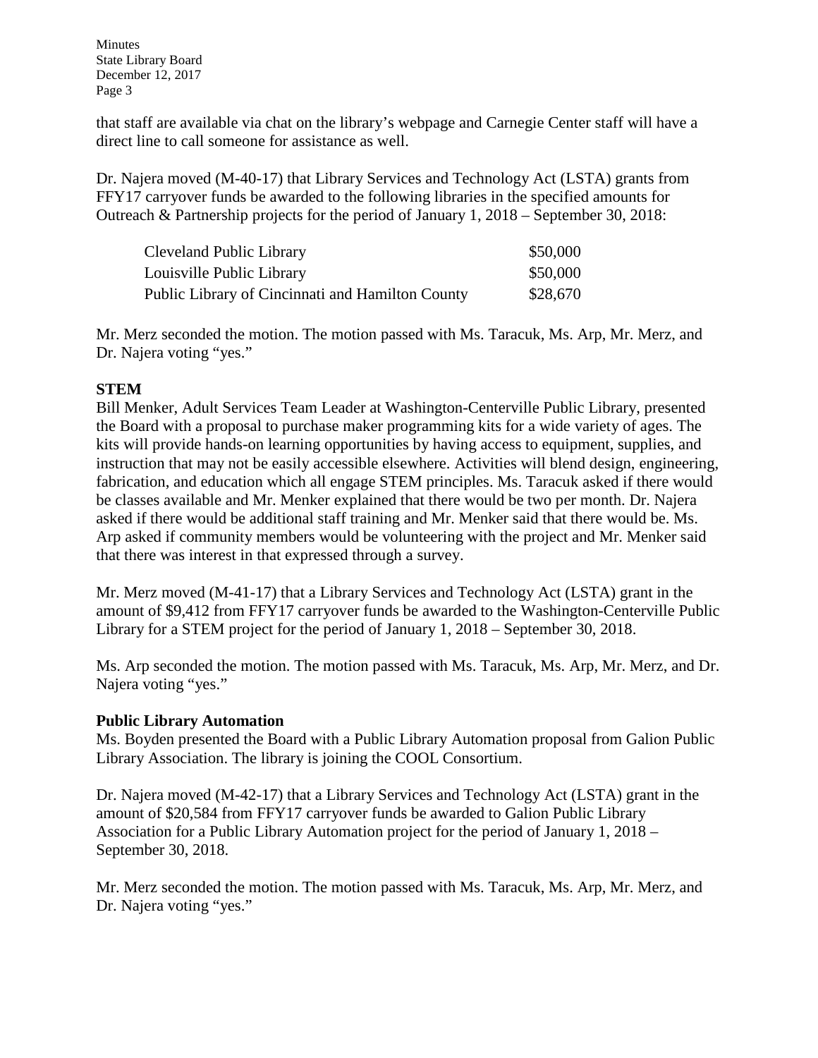that staff are available via chat on the library's webpage and Carnegie Center staff will have a direct line to call someone for assistance as well.

Dr. Najera moved (M-40-17) that Library Services and Technology Act (LSTA) grants from FFY17 carryover funds be awarded to the following libraries in the specified amounts for Outreach & Partnership projects for the period of January 1, 2018 – September 30, 2018:

| | |
|---|---|
| Cleveland Public Library | $50,000 |
| Louisville Public Library | $50,000 |
| Public Library of Cincinnati and Hamilton County | $28,670 |

Mr. Merz seconded the motion. The motion passed with Ms. Taracuk, Ms. Arp, Mr. Merz, and Dr. Najera voting "yes."

**STEM**

Bill Menker, Adult Services Team Leader at Washington-Centerville Public Library, presented the Board with a proposal to purchase maker programming kits for a wide variety of ages. The kits will provide hands-on learning opportunities by having access to equipment, supplies, and instruction that may not be easily accessible elsewhere. Activities will blend design, engineering, fabrication, and education which all engage STEM principles. Ms. Taracuk asked if there would be classes available and Mr. Menker explained that there would be two per month. Dr. Najera asked if there would be additional staff training and Mr. Menker said that there would be. Ms. Arp asked if community members would be volunteering with the project and Mr. Menker said that there was interest in that expressed through a survey.

Mr. Merz moved (M-41-17) that a Library Services and Technology Act (LSTA) grant in the amount of $9,412 from FFY17 carryover funds be awarded to the Washington-Centerville Public Library for a STEM project for the period of January 1, 2018 – September 30, 2018.

Ms. Arp seconded the motion. The motion passed with Ms. Taracuk, Ms. Arp, Mr. Merz, and Dr. Najera voting "yes."

**Public Library Automation**

Ms. Boyden presented the Board with a Public Library Automation proposal from Galion Public Library Association. The library is joining the COOL Consortium.

Dr. Najera moved (M-42-17) that a Library Services and Technology Act (LSTA) grant in the amount of $20,584 from FFY17 carryover funds be awarded to Galion Public Library Association for a Public Library Automation project for the period of January 1, 2018 – September 30, 2018.

Mr. Merz seconded the motion. The motion passed with Ms. Taracuk, Ms. Arp, Mr. Merz, and Dr. Najera voting "yes."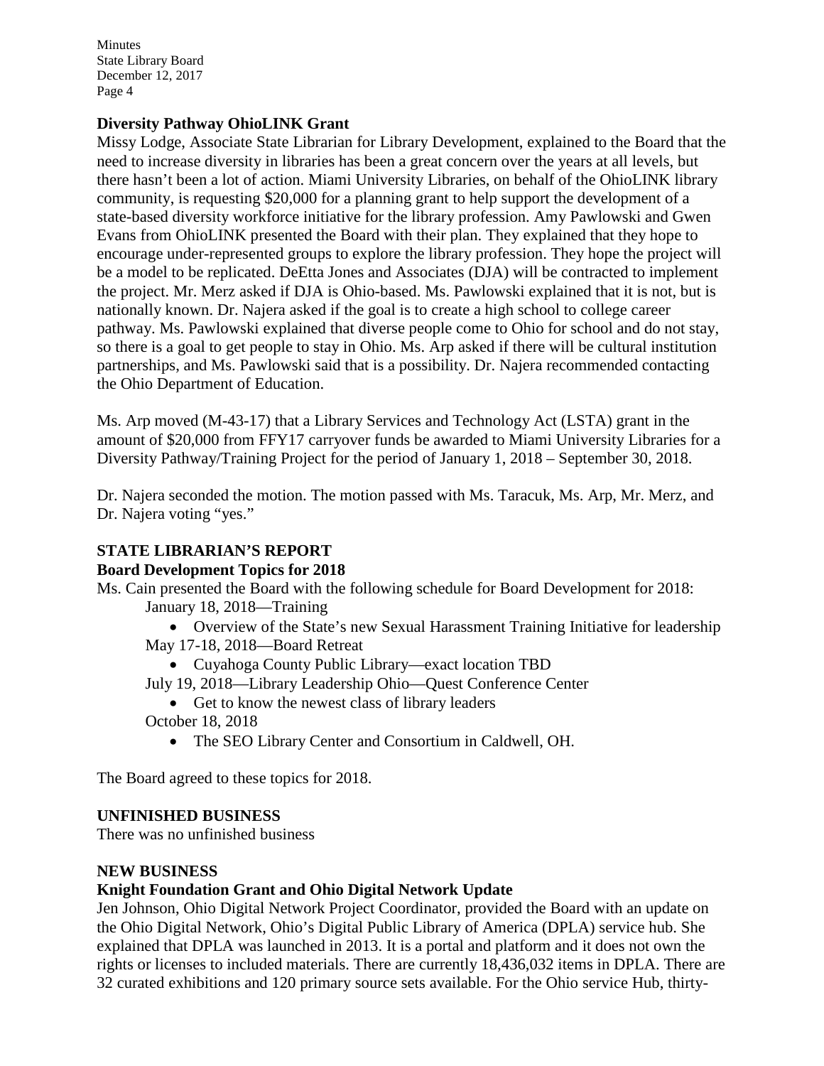**Diversity Pathway OhioLINK Grant**

Missy Lodge, Associate State Librarian for Library Development, explained to the Board that the need to increase diversity in libraries has been a great concern over the years at all levels, but there hasn't been a lot of action. Miami University Libraries, on behalf of the OhioLINK library community, is requesting $20,000 for a planning grant to help support the development of a state-based diversity workforce initiative for the library profession. Amy Pawlowski and Gwen Evans from OhioLINK presented the Board with their plan. They explained that they hope to encourage under-represented groups to explore the library profession. They hope the project will be a model to be replicated. DeEtta Jones and Associates (DJA) will be contracted to implement the project. Mr. Merz asked if DJA is Ohio-based. Ms. Pawlowski explained that it is not, but is nationally known. Dr. Najera asked if the goal is to create a high school to college career pathway. Ms. Pawlowski explained that diverse people come to Ohio for school and do not stay, so there is a goal to get people to stay in Ohio. Ms. Arp asked if there will be cultural institution partnerships, and Ms. Pawlowski said that is a possibility. Dr. Najera recommended contacting the Ohio Department of Education.

Ms. Arp moved (M-43-17) that a Library Services and Technology Act (LSTA) grant in the amount of $20,000 from FFY17 carryover funds be awarded to Miami University Libraries for a Diversity Pathway/Training Project for the period of January 1, 2018 – September 30, 2018.

Dr. Najera seconded the motion. The motion passed with Ms. Taracuk, Ms. Arp, Mr. Merz, and Dr. Najera voting "yes."

## STATE LIBRARIAN'S REPORT

**Board Development Topics for 2018**

Ms. Cain presented the Board with the following schedule for Board Development for 2018:

January 18, 2018—Training

- Overview of the State's new Sexual Harassment Training Initiative for leadership

May 17-18, 2018—Board Retreat

- Cuyahoga County Public Library—exact location TBD

July 19, 2018—Library Leadership Ohio—Quest Conference Center

- Get to know the newest class of library leaders

October 18, 2018

- The SEO Library Center and Consortium in Caldwell, OH.

The Board agreed to these topics for 2018.

## UNFINISHED BUSINESS

There was no unfinished business

## NEW BUSINESS

**Knight Foundation Grant and Ohio Digital Network Update**

Jen Johnson, Ohio Digital Network Project Coordinator, provided the Board with an update on the Ohio Digital Network, Ohio's Digital Public Library of America (DPLA) service hub. She explained that DPLA was launched in 2013. It is a portal and platform and it does not own the rights or licenses to included materials. There are currently 18,436,032 items in DPLA. There are 32 curated exhibitions and 120 primary source sets available. For the Ohio service Hub, thirty-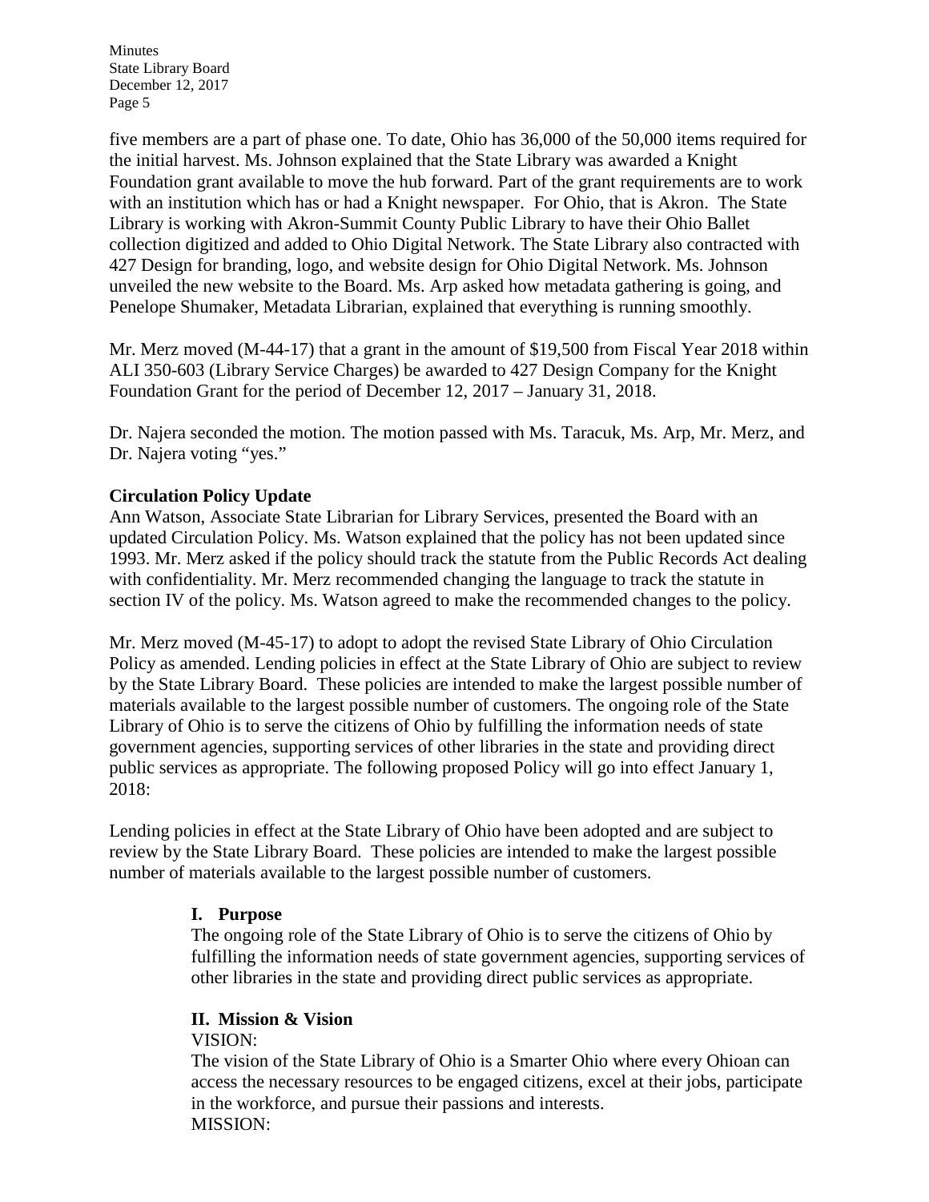five members are a part of phase one. To date, Ohio has 36,000 of the 50,000 items required for the initial harvest. Ms. Johnson explained that the State Library was awarded a Knight Foundation grant available to move the hub forward. Part of the grant requirements are to work with an institution which has or had a Knight newspaper. For Ohio, that is Akron. The State Library is working with Akron-Summit County Public Library to have their Ohio Ballet collection digitized and added to Ohio Digital Network. The State Library also contracted with 427 Design for branding, logo, and website design for Ohio Digital Network. Ms. Johnson unveiled the new website to the Board. Ms. Arp asked how metadata gathering is going, and Penelope Shumaker, Metadata Librarian, explained that everything is running smoothly.

Mr. Merz moved (M-44-17) that a grant in the amount of $19,500 from Fiscal Year 2018 within ALI 350-603 (Library Service Charges) be awarded to 427 Design Company for the Knight Foundation Grant for the period of December 12, 2017 – January 31, 2018.

Dr. Najera seconded the motion. The motion passed with Ms. Taracuk, Ms. Arp, Mr. Merz, and Dr. Najera voting "yes."

**Circulation Policy Update**

Ann Watson, Associate State Librarian for Library Services, presented the Board with an updated Circulation Policy. Ms. Watson explained that the policy has not been updated since 1993. Mr. Merz asked if the policy should track the statute from the Public Records Act dealing with confidentiality. Mr. Merz recommended changing the language to track the statute in section IV of the policy. Ms. Watson agreed to make the recommended changes to the policy.

Mr. Merz moved (M-45-17) to adopt to adopt the revised State Library of Ohio Circulation Policy as amended. Lending policies in effect at the State Library of Ohio are subject to review by the State Library Board. These policies are intended to make the largest possible number of materials available to the largest possible number of customers. The ongoing role of the State Library of Ohio is to serve the citizens of Ohio by fulfilling the information needs of state government agencies, supporting services of other libraries in the state and providing direct public services as appropriate. The following proposed Policy will go into effect January 1, 2018:

Lending policies in effect at the State Library of Ohio have been adopted and are subject to review by the State Library Board. These policies are intended to make the largest possible number of materials available to the largest possible number of customers.

**I. Purpose**

The ongoing role of the State Library of Ohio is to serve the citizens of Ohio by fulfilling the information needs of state government agencies, supporting services of other libraries in the state and providing direct public services as appropriate.

**II. Mission & Vision**

VISION:

The vision of the State Library of Ohio is a Smarter Ohio where every Ohioan can access the necessary resources to be engaged citizens, excel at their jobs, participate in the workforce, and pursue their passions and interests.

MISSION: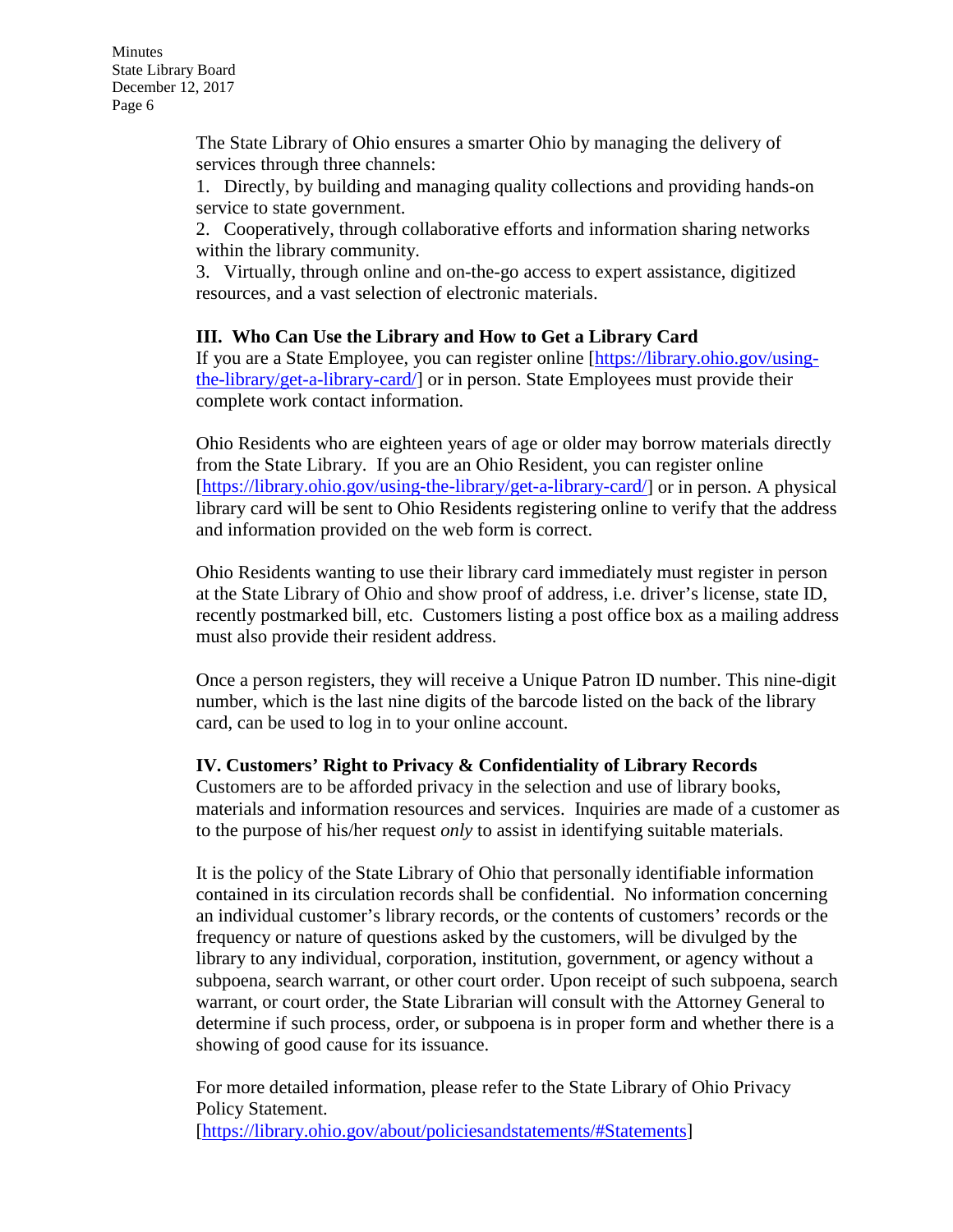The State Library of Ohio ensures a smarter Ohio by managing the delivery of services through three channels:

1. Directly, by building and managing quality collections and providing hands-on service to state government.
2. Cooperatively, through collaborative efforts and information sharing networks within the library community.
3. Virtually, through online and on-the-go access to expert assistance, digitized resources, and a vast selection of electronic materials.

### III. Who Can Use the Library and How to Get a Library Card

If you are a State Employee, you can register online [https://library.ohio.gov/using-the-library/get-a-library-card/] or in person. State Employees must provide their complete work contact information.

Ohio Residents who are eighteen years of age or older may borrow materials directly from the State Library. If you are an Ohio Resident, you can register online [https://library.ohio.gov/using-the-library/get-a-library-card/] or in person. A physical library card will be sent to Ohio Residents registering online to verify that the address and information provided on the web form is correct.

Ohio Residents wanting to use their library card immediately must register in person at the State Library of Ohio and show proof of address, i.e. driver's license, state ID, recently postmarked bill, etc. Customers listing a post office box as a mailing address must also provide their resident address.

Once a person registers, they will receive a Unique Patron ID number. This nine-digit number, which is the last nine digits of the barcode listed on the back of the library card, can be used to log in to your online account.

### IV. Customers' Right to Privacy & Confidentiality of Library Records

Customers are to be afforded privacy in the selection and use of library books, materials and information resources and services. Inquiries are made of a customer as to the purpose of his/her request *only* to assist in identifying suitable materials.

It is the policy of the State Library of Ohio that personally identifiable information contained in its circulation records shall be confidential. No information concerning an individual customer's library records, or the contents of customers' records or the frequency or nature of questions asked by the customers, will be divulged by the library to any individual, corporation, institution, government, or agency without a subpoena, search warrant, or other court order. Upon receipt of such subpoena, search warrant, or court order, the State Librarian will consult with the Attorney General to determine if such process, order, or subpoena is in proper form and whether there is a showing of good cause for its issuance.

For more detailed information, please refer to the State Library of Ohio Privacy Policy Statement.
[https://library.ohio.gov/about/policiesandstatements/#Statements]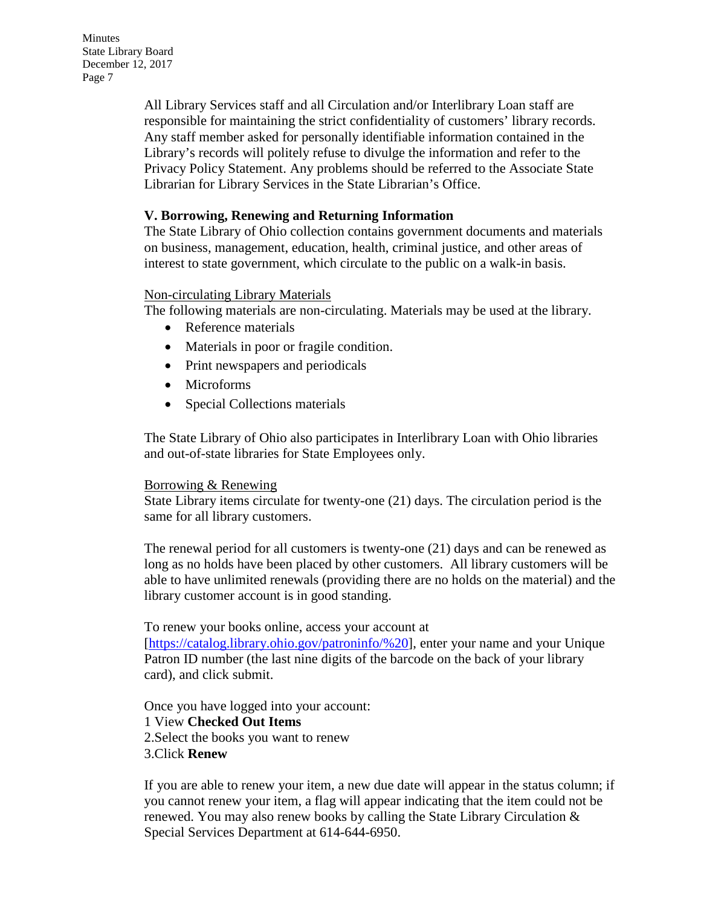All Library Services staff and all Circulation and/or Interlibrary Loan staff are responsible for maintaining the strict confidentiality of customers' library records. Any staff member asked for personally identifiable information contained in the Library's records will politely refuse to divulge the information and refer to the Privacy Policy Statement. Any problems should be referred to the Associate State Librarian for Library Services in the State Librarian's Office.

### V. Borrowing, Renewing and Returning Information

The State Library of Ohio collection contains government documents and materials on business, management, education, health, criminal justice, and other areas of interest to state government, which circulate to the public on a walk-in basis.

Non-circulating Library Materials

The following materials are non-circulating. Materials may be used at the library.

- Reference materials
- Materials in poor or fragile condition.
- Print newspapers and periodicals
- Microforms
- Special Collections materials

The State Library of Ohio also participates in Interlibrary Loan with Ohio libraries and out-of-state libraries for State Employees only.

Borrowing & Renewing

State Library items circulate for twenty-one (21) days. The circulation period is the same for all library customers.

The renewal period for all customers is twenty-one (21) days and can be renewed as long as no holds have been placed by other customers. All library customers will be able to have unlimited renewals (providing there are no holds on the material) and the library customer account is in good standing.

To renew your books online, access your account at [https://catalog.library.ohio.gov/patroninfo/%20], enter your name and your Unique Patron ID number (the last nine digits of the barcode on the back of your library card), and click submit.

Once you have logged into your account:
1 View **Checked Out Items**
2.Select the books you want to renew
3.Click **Renew**

If you are able to renew your item, a new due date will appear in the status column; if you cannot renew your item, a flag will appear indicating that the item could not be renewed. You may also renew books by calling the State Library Circulation & Special Services Department at 614-644-6950.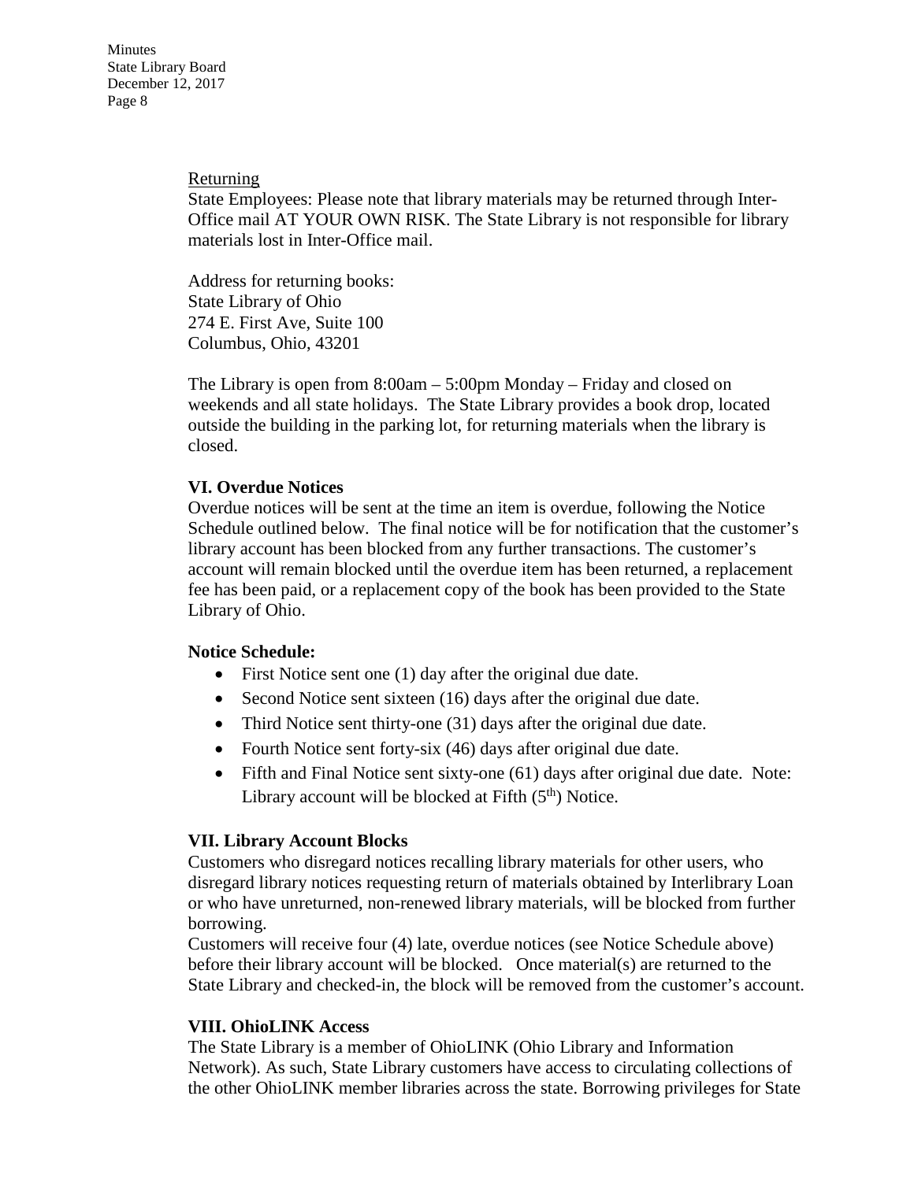Returning

State Employees: Please note that library materials may be returned through Inter-Office mail AT YOUR OWN RISK. The State Library is not responsible for library materials lost in Inter-Office mail.

Address for returning books:
State Library of Ohio
274 E. First Ave, Suite 100
Columbus, Ohio, 43201

The Library is open from 8:00am – 5:00pm Monday – Friday and closed on weekends and all state holidays. The State Library provides a book drop, located outside the building in the parking lot, for returning materials when the library is closed.

**VI. Overdue Notices**

Overdue notices will be sent at the time an item is overdue, following the Notice Schedule outlined below. The final notice will be for notification that the customer's library account has been blocked from any further transactions. The customer's account will remain blocked until the overdue item has been returned, a replacement fee has been paid, or a replacement copy of the book has been provided to the State Library of Ohio.

**Notice Schedule:**

- First Notice sent one (1) day after the original due date.
- Second Notice sent sixteen (16) days after the original due date.
- Third Notice sent thirty-one (31) days after the original due date.
- Fourth Notice sent forty-six (46) days after original due date.
- Fifth and Final Notice sent sixty-one (61) days after original due date. Note: Library account will be blocked at Fifth (5th) Notice.

**VII. Library Account Blocks**

Customers who disregard notices recalling library materials for other users, who disregard library notices requesting return of materials obtained by Interlibrary Loan or who have unreturned, non-renewed library materials, will be blocked from further borrowing.

Customers will receive four (4) late, overdue notices (see Notice Schedule above) before their library account will be blocked. Once material(s) are returned to the State Library and checked-in, the block will be removed from the customer's account.

**VIII. OhioLINK Access**

The State Library is a member of OhioLINK (Ohio Library and Information Network). As such, State Library customers have access to circulating collections of the other OhioLINK member libraries across the state. Borrowing privileges for State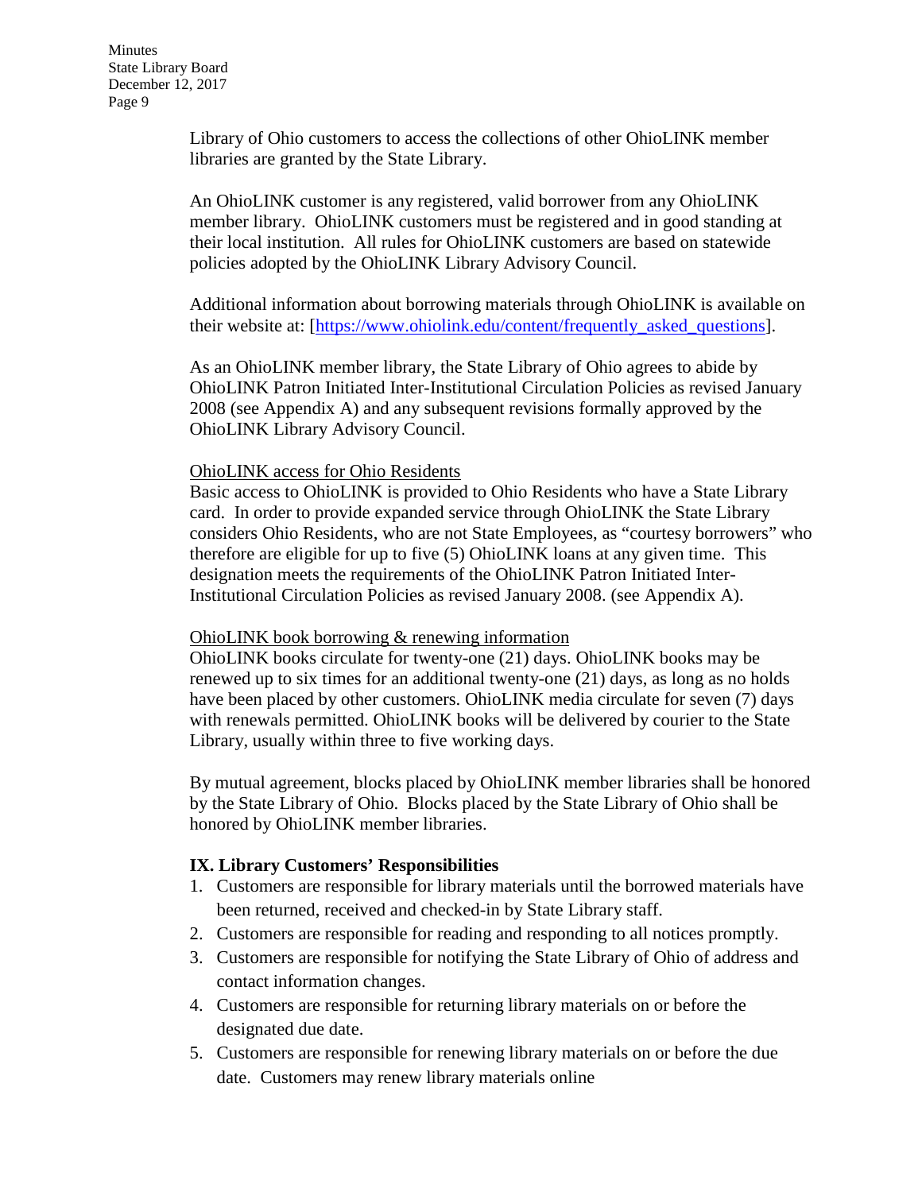Library of Ohio customers to access the collections of other OhioLINK member libraries are granted by the State Library.

An OhioLINK customer is any registered, valid borrower from any OhioLINK member library. OhioLINK customers must be registered and in good standing at their local institution. All rules for OhioLINK customers are based on statewide policies adopted by the OhioLINK Library Advisory Council.

Additional information about borrowing materials through OhioLINK is available on their website at: [https://www.ohiolink.edu/content/frequently_asked_questions].

As an OhioLINK member library, the State Library of Ohio agrees to abide by OhioLINK Patron Initiated Inter-Institutional Circulation Policies as revised January 2008 (see Appendix A) and any subsequent revisions formally approved by the OhioLINK Library Advisory Council.

OhioLINK access for Ohio Residents
Basic access to OhioLINK is provided to Ohio Residents who have a State Library card. In order to provide expanded service through OhioLINK the State Library considers Ohio Residents, who are not State Employees, as "courtesy borrowers" who therefore are eligible for up to five (5) OhioLINK loans at any given time. This designation meets the requirements of the OhioLINK Patron Initiated Inter-Institutional Circulation Policies as revised January 2008. (see Appendix A).

OhioLINK book borrowing & renewing information
OhioLINK books circulate for twenty-one (21) days. OhioLINK books may be renewed up to six times for an additional twenty-one (21) days, as long as no holds have been placed by other customers. OhioLINK media circulate for seven (7) days with renewals permitted. OhioLINK books will be delivered by courier to the State Library, usually within three to five working days.

By mutual agreement, blocks placed by OhioLINK member libraries shall be honored by the State Library of Ohio. Blocks placed by the State Library of Ohio shall be honored by OhioLINK member libraries.

**IX. Library Customers' Responsibilities**

1. Customers are responsible for library materials until the borrowed materials have been returned, received and checked-in by State Library staff.
2. Customers are responsible for reading and responding to all notices promptly.
3. Customers are responsible for notifying the State Library of Ohio of address and contact information changes.
4. Customers are responsible for returning library materials on or before the designated due date.
5. Customers are responsible for renewing library materials on or before the due date. Customers may renew library materials online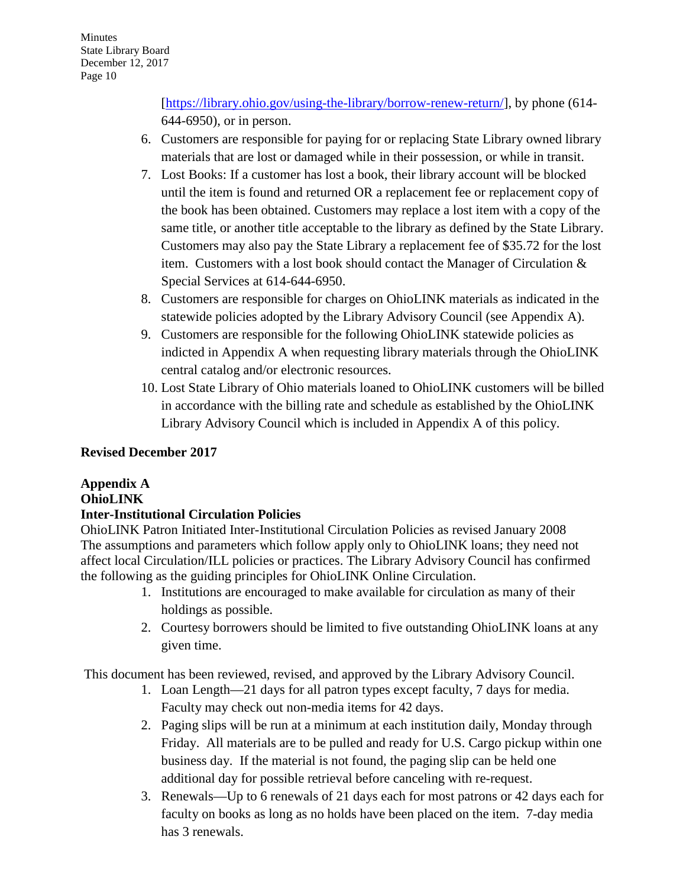[https://library.ohio.gov/using-the-library/borrow-renew-return/], by phone (614-644-6950), or in person.

6. Customers are responsible for paying for or replacing State Library owned library materials that are lost or damaged while in their possession, or while in transit.
7. Lost Books: If a customer has lost a book, their library account will be blocked until the item is found and returned OR a replacement fee or replacement copy of the book has been obtained. Customers may replace a lost item with a copy of the same title, or another title acceptable to the library as defined by the State Library. Customers may also pay the State Library a replacement fee of $35.72 for the lost item. Customers with a lost book should contact the Manager of Circulation & Special Services at 614-644-6950.
8. Customers are responsible for charges on OhioLINK materials as indicated in the statewide policies adopted by the Library Advisory Council (see Appendix A).
9. Customers are responsible for the following OhioLINK statewide policies as indicted in Appendix A when requesting library materials through the OhioLINK central catalog and/or electronic resources.
10. Lost State Library of Ohio materials loaned to OhioLINK customers will be billed in accordance with the billing rate and schedule as established by the OhioLINK Library Advisory Council which is included in Appendix A of this policy.

**Revised December 2017**

**Appendix A**
**OhioLINK**
**Inter-Institutional Circulation Policies**

OhioLINK Patron Initiated Inter-Institutional Circulation Policies as revised January 2008
The assumptions and parameters which follow apply only to OhioLINK loans; they need not affect local Circulation/ILL policies or practices. The Library Advisory Council has confirmed the following as the guiding principles for OhioLINK Online Circulation.

1. Institutions are encouraged to make available for circulation as many of their holdings as possible.
2. Courtesy borrowers should be limited to five outstanding OhioLINK loans at any given time.

This document has been reviewed, revised, and approved by the Library Advisory Council.

1. Loan Length—21 days for all patron types except faculty, 7 days for media. Faculty may check out non-media items for 42 days.
2. Paging slips will be run at a minimum at each institution daily, Monday through Friday. All materials are to be pulled and ready for U.S. Cargo pickup within one business day. If the material is not found, the paging slip can be held one additional day for possible retrieval before canceling with re-request.
3. Renewals—Up to 6 renewals of 21 days each for most patrons or 42 days each for faculty on books as long as no holds have been placed on the item. 7-day media has 3 renewals.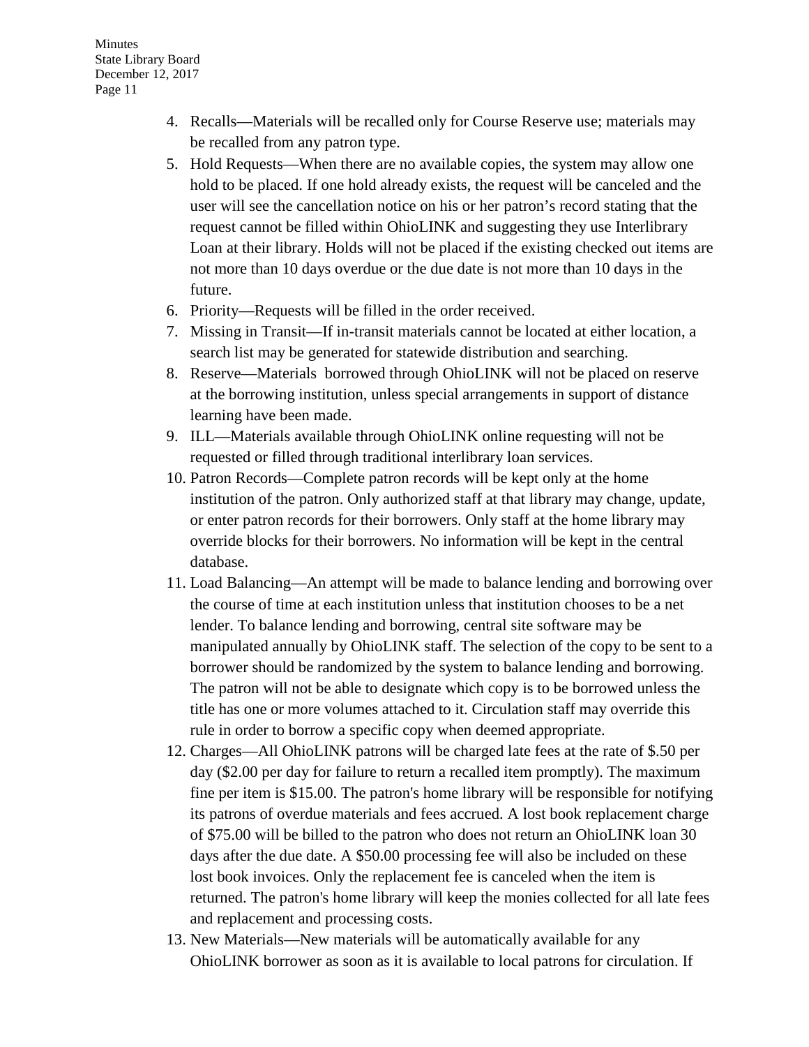4. Recalls—Materials will be recalled only for Course Reserve use; materials may be recalled from any patron type.
5. Hold Requests—When there are no available copies, the system may allow one hold to be placed. If one hold already exists, the request will be canceled and the user will see the cancellation notice on his or her patron's record stating that the request cannot be filled within OhioLINK and suggesting they use Interlibrary Loan at their library. Holds will not be placed if the existing checked out items are not more than 10 days overdue or the due date is not more than 10 days in the future.
6. Priority—Requests will be filled in the order received.
7. Missing in Transit—If in-transit materials cannot be located at either location, a search list may be generated for statewide distribution and searching.
8. Reserve—Materials borrowed through OhioLINK will not be placed on reserve at the borrowing institution, unless special arrangements in support of distance learning have been made.
9. ILL—Materials available through OhioLINK online requesting will not be requested or filled through traditional interlibrary loan services.
10. Patron Records—Complete patron records will be kept only at the home institution of the patron. Only authorized staff at that library may change, update, or enter patron records for their borrowers. Only staff at the home library may override blocks for their borrowers. No information will be kept in the central database.
11. Load Balancing—An attempt will be made to balance lending and borrowing over the course of time at each institution unless that institution chooses to be a net lender. To balance lending and borrowing, central site software may be manipulated annually by OhioLINK staff. The selection of the copy to be sent to a borrower should be randomized by the system to balance lending and borrowing. The patron will not be able to designate which copy is to be borrowed unless the title has one or more volumes attached to it. Circulation staff may override this rule in order to borrow a specific copy when deemed appropriate.
12. Charges—All OhioLINK patrons will be charged late fees at the rate of $.50 per day ($2.00 per day for failure to return a recalled item promptly). The maximum fine per item is $15.00. The patron's home library will be responsible for notifying its patrons of overdue materials and fees accrued. A lost book replacement charge of $75.00 will be billed to the patron who does not return an OhioLINK loan 30 days after the due date. A $50.00 processing fee will also be included on these lost book invoices. Only the replacement fee is canceled when the item is returned. The patron's home library will keep the monies collected for all late fees and replacement and processing costs.
13. New Materials—New materials will be automatically available for any OhioLINK borrower as soon as it is available to local patrons for circulation. If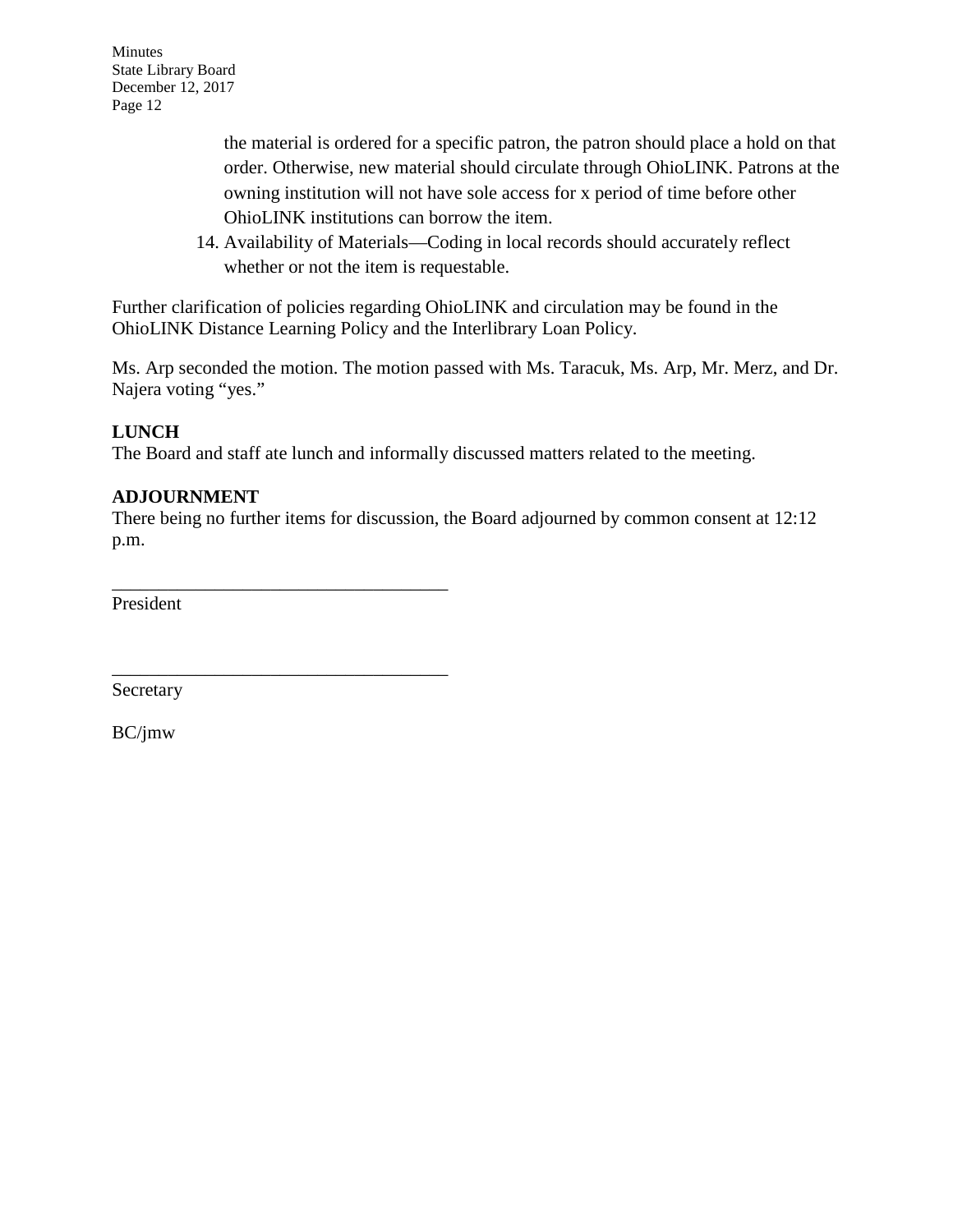the material is ordered for a specific patron, the patron should place a hold on that order. Otherwise, new material should circulate through OhioLINK. Patrons at the owning institution will not have sole access for x period of time before other OhioLINK institutions can borrow the item.

14. Availability of Materials—Coding in local records should accurately reflect whether or not the item is requestable.

Further clarification of policies regarding OhioLINK and circulation may be found in the OhioLINK Distance Learning Policy and the Interlibrary Loan Policy.

Ms. Arp seconded the motion. The motion passed with Ms. Taracuk, Ms. Arp, Mr. Merz, and Dr. Najera voting "yes."

**LUNCH**
The Board and staff ate lunch and informally discussed matters related to the meeting.

**ADJOURNMENT**
There being no further items for discussion, the Board adjourned by common consent at 12:12 p.m.

___________________________________
President

___________________________________
Secretary

BC/jmw